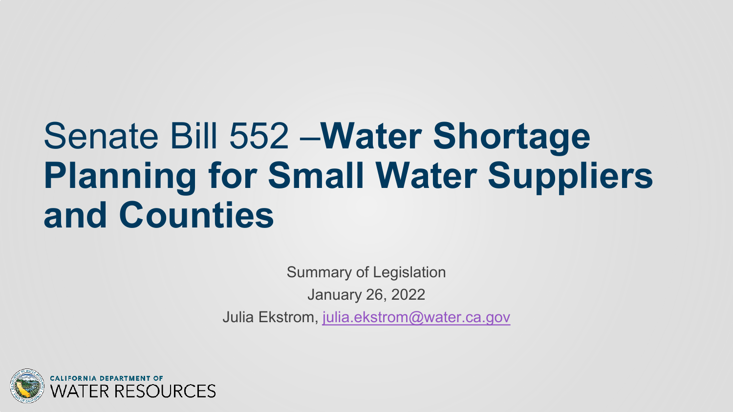# Senate Bill 552 –**Water Shortage Planning for Small Water Suppliers and Counties**

Summary of Legislation

January 26, 2022

Julia Ekstrom, julia.ekstrom@water.ca.gov

CALIFORNIA DEPARTMENT OF WATER RESOURCES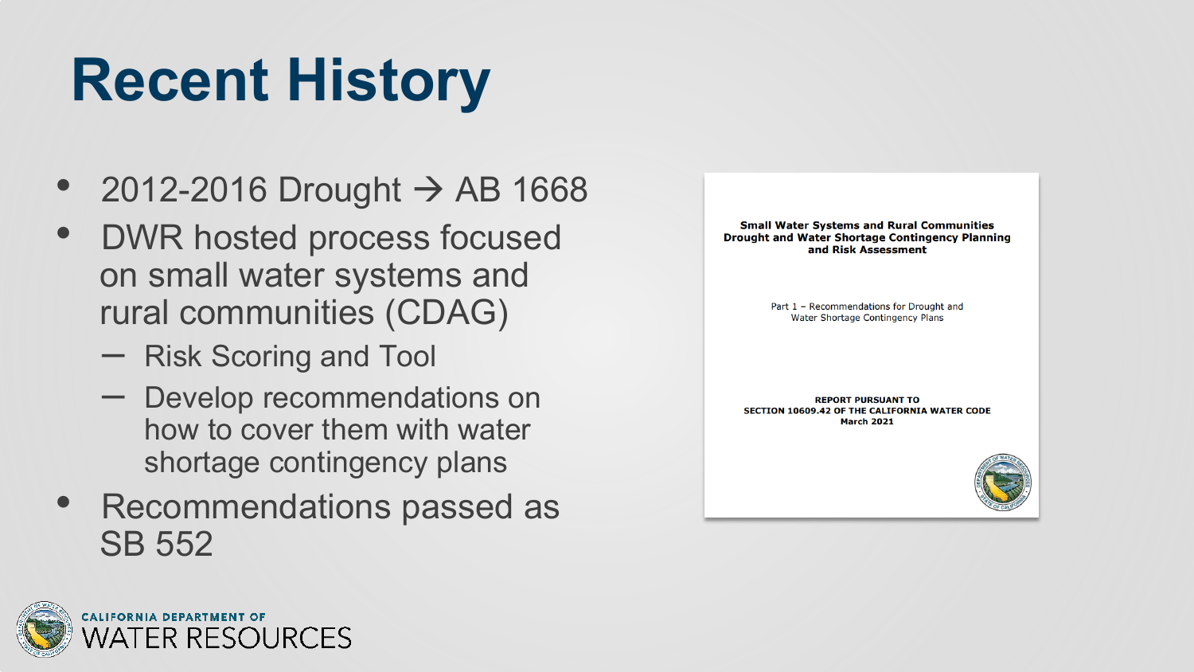# Recent History

- 2012-2016 Drought → AB 1668
- DWR hosted process focused on small water systems and rural communities (CDAG)
  - Risk Scoring and Tool
  - Develop recommendations on how to cover them with water shortage contingency plans
- Recommendations passed as SB 552

**Small Water Systems and Rural Communities Drought and Water Shortage Contingency Planning and Risk Assessment**

Part 1 – Recommendations for Drought and Water Shortage Contingency Plans

**REPORT PURSUANT TO SECTION 10609.42 OF THE CALIFORNIA WATER CODE March 2021**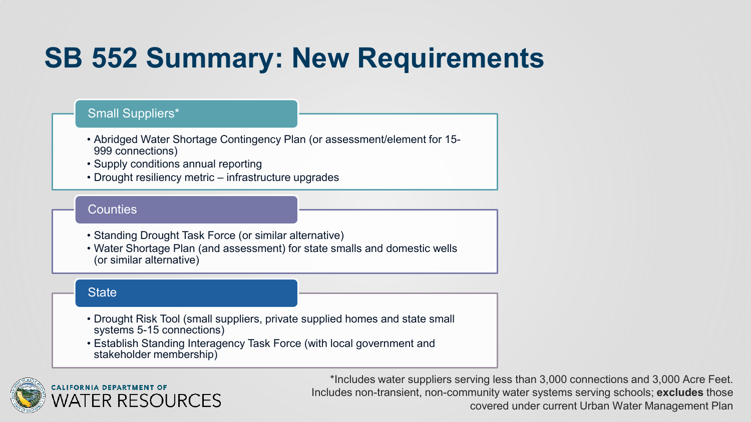# SB 552 Summary: New Requirements

## Small Suppliers*

- Abridged Water Shortage Contingency Plan (or assessment/element for 15-999 connections)
- Supply conditions annual reporting
- Drought resiliency metric – infrastructure upgrades

## Counties

- Standing Drought Task Force (or similar alternative)
- Water Shortage Plan (and assessment) for state smalls and domestic wells (or similar alternative)

## State

- Drought Risk Tool (small suppliers, private supplied homes and state small systems 5-15 connections)
- Establish Standing Interagency Task Force (with local government and stakeholder membership)

*Includes water suppliers serving less than 3,000 connections and 3,000 Acre Feet. Includes non-transient, non-community water systems serving schools; **excludes** those covered under current Urban Water Management Plan

CALIFORNIA DEPARTMENT OF WATER RESOURCES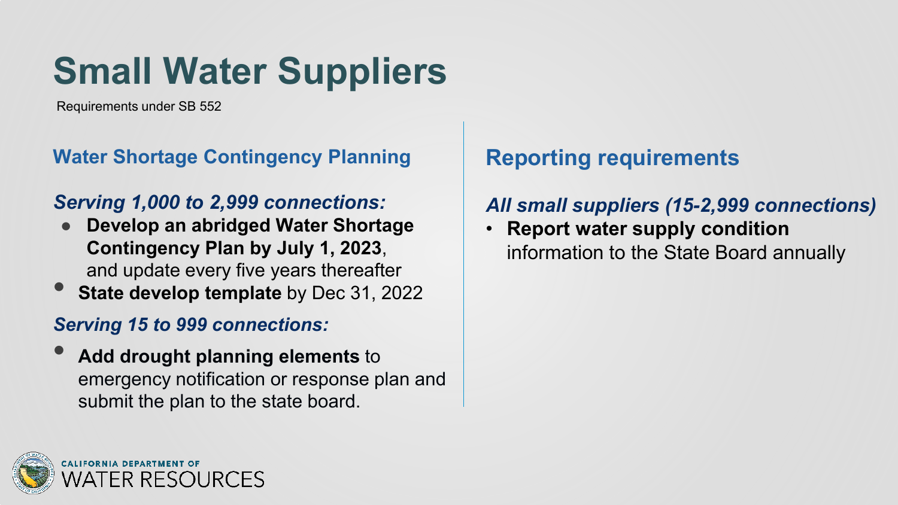# Small Water Suppliers

Requirements under SB 552

## Water Shortage Contingency Planning

### *Serving 1,000 to 2,999 connections:*

- **Develop an abridged Water Shortage Contingency Plan by July 1, 2023**, and update every five years thereafter
- **State develop template** by Dec 31, 2022

### *Serving 15 to 999 connections:*

- **Add drought planning elements** to emergency notification or response plan and submit the plan to the state board.

## Reporting requirements

### *All small suppliers (15-2,999 connections)*

- **Report water supply condition** information to the State Board annually

CALIFORNIA DEPARTMENT OF WATER RESOURCES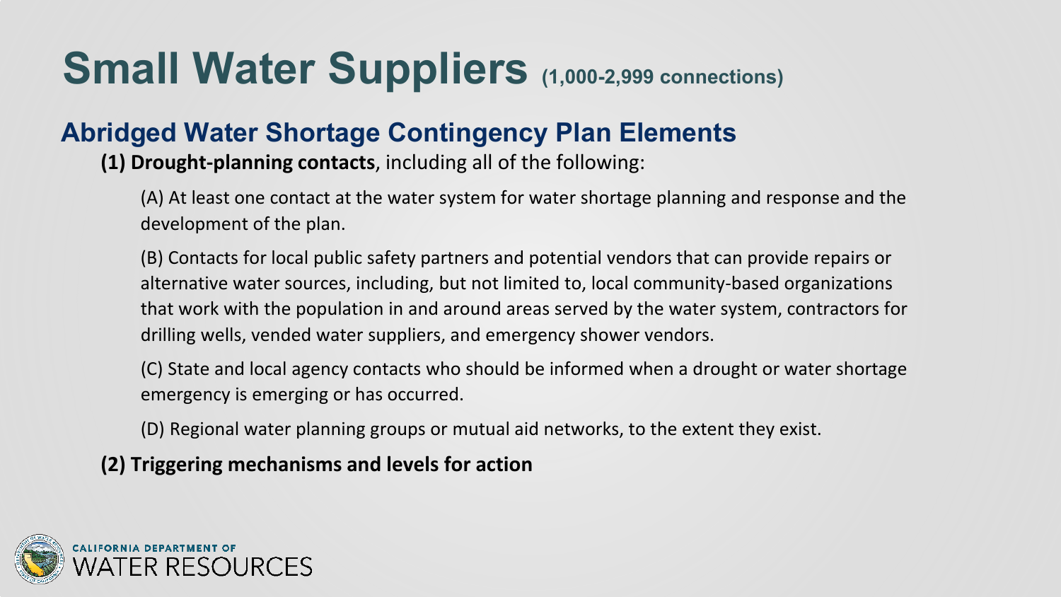# Small Water Suppliers (1,000-2,999 connections)

## Abridged Water Shortage Contingency Plan Elements

**(1) Drought-planning contacts**, including all of the following:

(A) At least one contact at the water system for water shortage planning and response and the development of the plan.

(B) Contacts for local public safety partners and potential vendors that can provide repairs or alternative water sources, including, but not limited to, local community-based organizations that work with the population in and around areas served by the water system, contractors for drilling wells, vended water suppliers, and emergency shower vendors.

(C) State and local agency contacts who should be informed when a drought or water shortage emergency is emerging or has occurred.

(D) Regional water planning groups or mutual aid networks, to the extent they exist.

**(2) Triggering mechanisms and levels for action**

CALIFORNIA DEPARTMENT OF WATER RESOURCES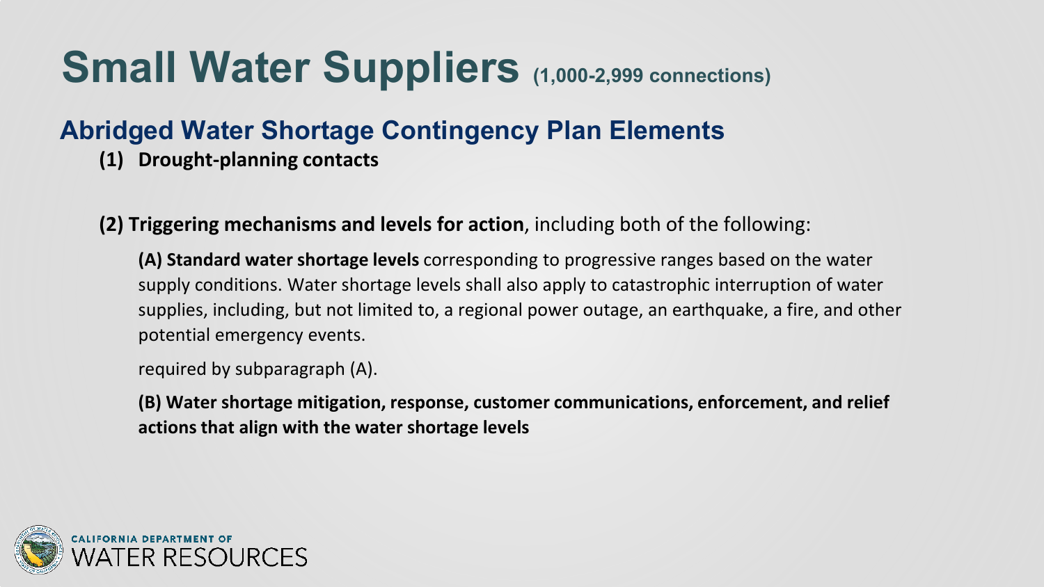# Small Water Suppliers (1,000-2,999 connections)

## Abridged Water Shortage Contingency Plan Elements

**(1) Drought-planning contacts**

**(2) Triggering mechanisms and levels for action**, including both of the following:

**(A) Standard water shortage levels** corresponding to progressive ranges based on the water supply conditions. Water shortage levels shall also apply to catastrophic interruption of water supplies, including, but not limited to, a regional power outage, an earthquake, a fire, and other potential emergency events.

required by subparagraph (A).

**(B) Water shortage mitigation, response, customer communications, enforcement, and relief actions that align with the water shortage levels**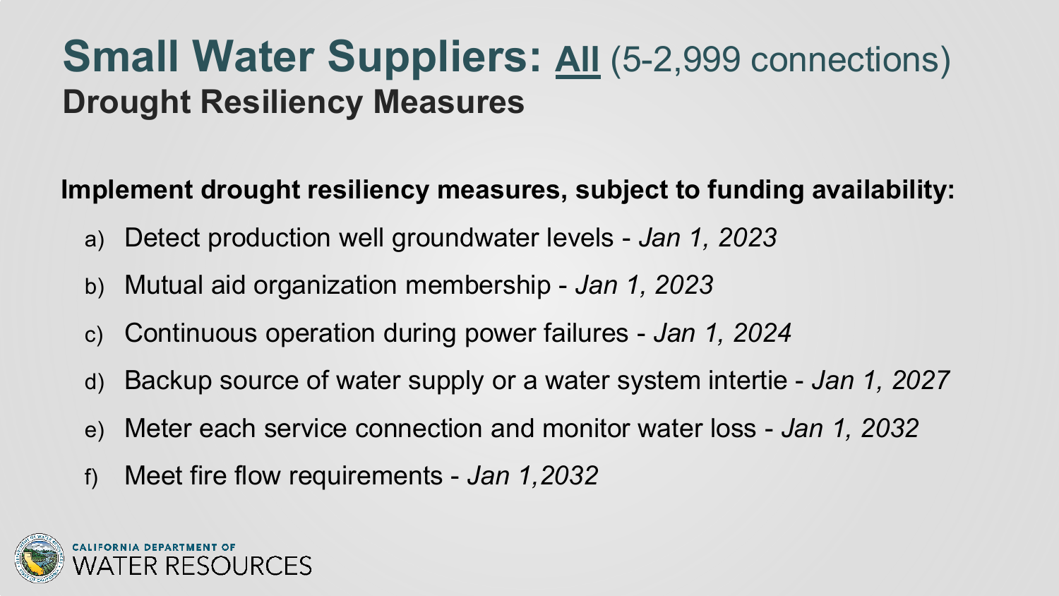# Small Water Suppliers: All (5-2,999 connections)

## Drought Resiliency Measures

**Implement drought resiliency measures, subject to funding availability:**

a) Detect production well groundwater levels - *Jan 1, 2023*

b) Mutual aid organization membership - *Jan 1, 2023*

c) Continuous operation during power failures - *Jan 1, 2024*

d) Backup source of water supply or a water system intertie - *Jan 1, 2027*

e) Meter each service connection and monitor water loss - *Jan 1, 2032*

f) Meet fire flow requirements - *Jan 1,2032*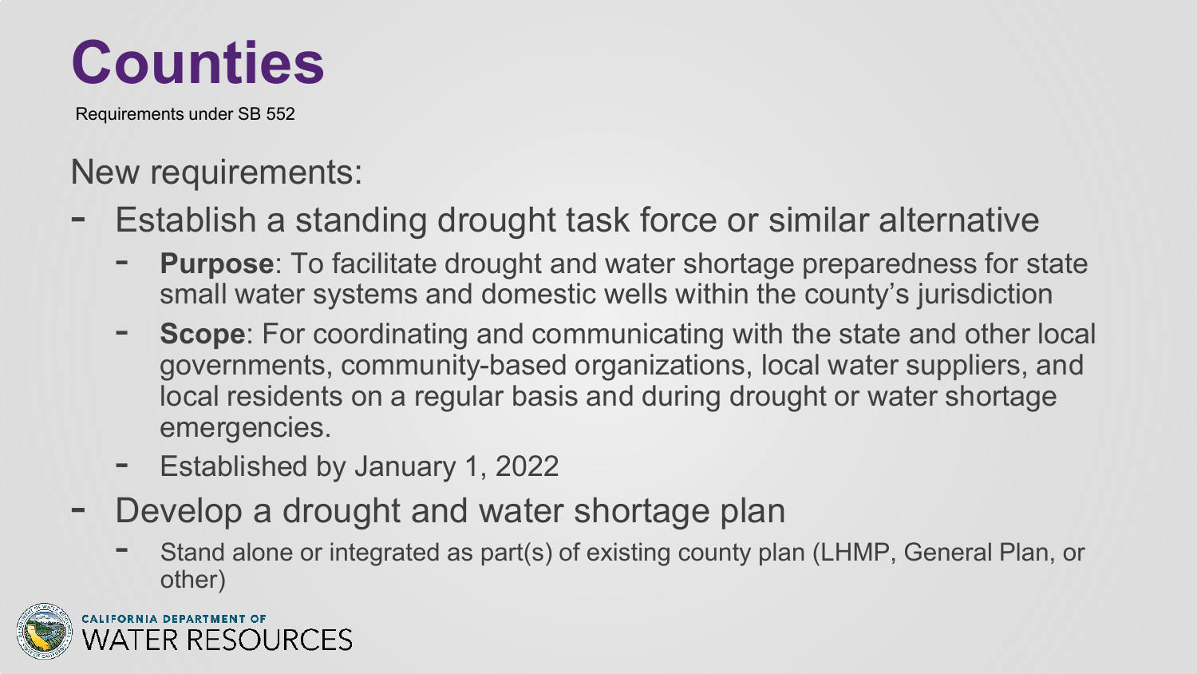# Counties

Requirements under SB 552

New requirements:

- Establish a standing drought task force or similar alternative
  - **Purpose**: To facilitate drought and water shortage preparedness for state small water systems and domestic wells within the county's jurisdiction
  - **Scope**: For coordinating and communicating with the state and other local governments, community-based organizations, local water suppliers, and local residents on a regular basis and during drought or water shortage emergencies.
  - Established by January 1, 2022
- Develop a drought and water shortage plan
  - Stand alone or integrated as part(s) of existing county plan (LHMP, General Plan, or other)

CALIFORNIA DEPARTMENT OF WATER RESOURCES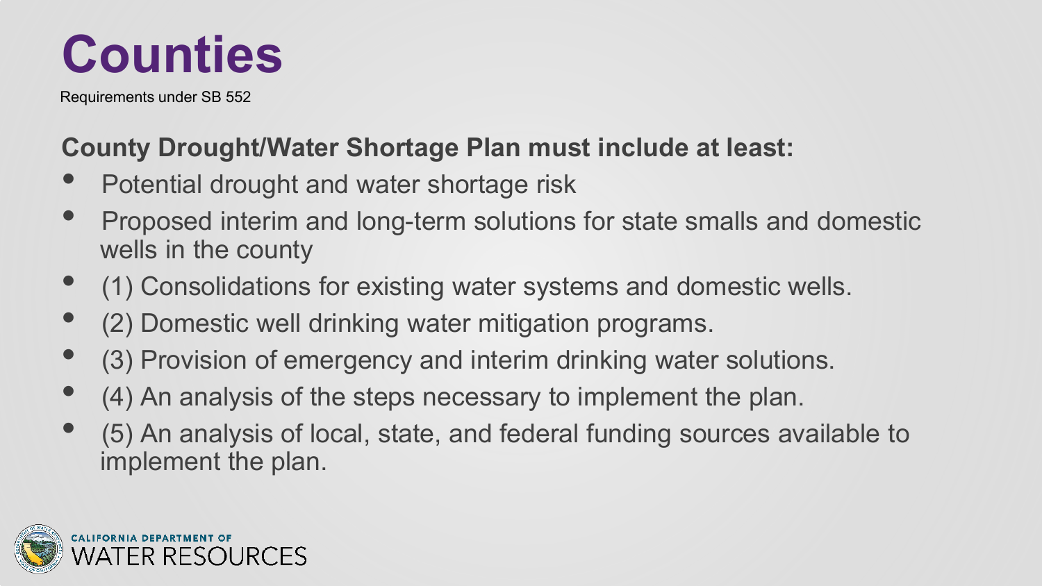# Counties

Requirements under SB 552

**County Drought/Water Shortage Plan must include at least:**

- Potential drought and water shortage risk
- Proposed interim and long-term solutions for state smalls and domestic wells in the county
- (1) Consolidations for existing water systems and domestic wells.
- (2) Domestic well drinking water mitigation programs.
- (3) Provision of emergency and interim drinking water solutions.
- (4) An analysis of the steps necessary to implement the plan.
- (5) An analysis of local, state, and federal funding sources available to implement the plan.

CALIFORNIA DEPARTMENT OF WATER RESOURCES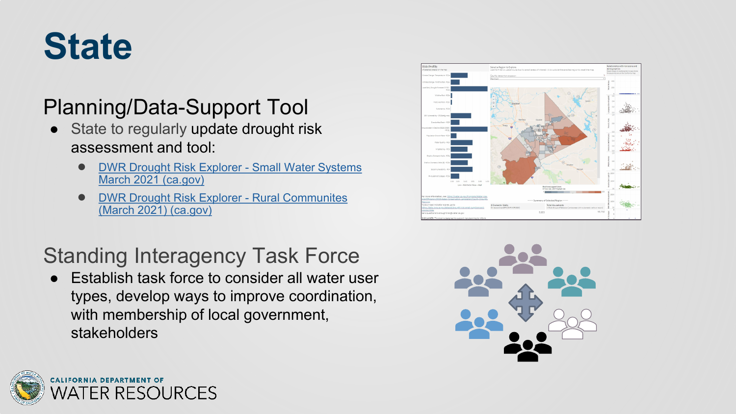# State

## Planning/Data-Support Tool

- State to regularly update drought risk assessment and tool:
  - DWR Drought Risk Explorer - Small Water Systems March 2021 (ca.gov)
  - DWR Drought Risk Explorer - Rural Communites (March 2021) (ca.gov)

## Standing Interagency Task Force

- Establish task force to consider all water user types, develop ways to improve coordination, with membership of local government, stakeholders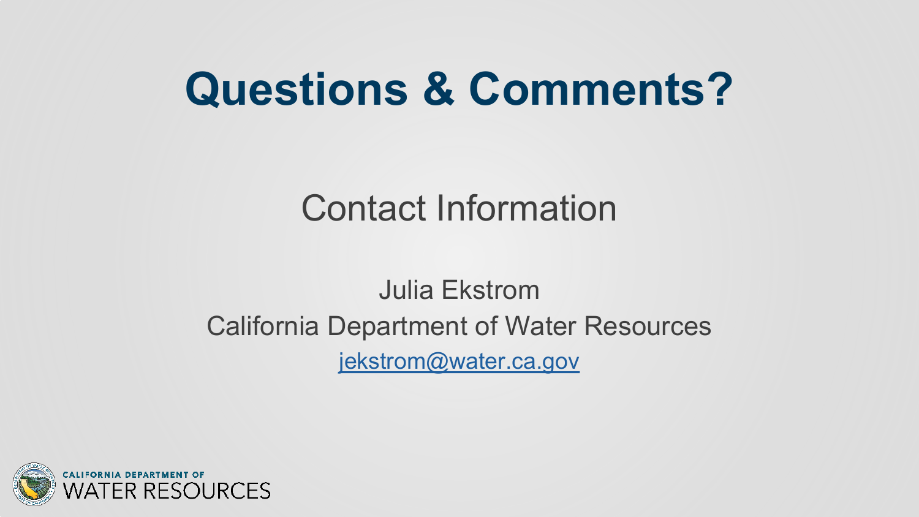# Questions & Comments?

## Contact Information

Julia Ekstrom
California Department of Water Resources
jekstrom@water.ca.gov

CALIFORNIA DEPARTMENT OF
WATER RESOURCES